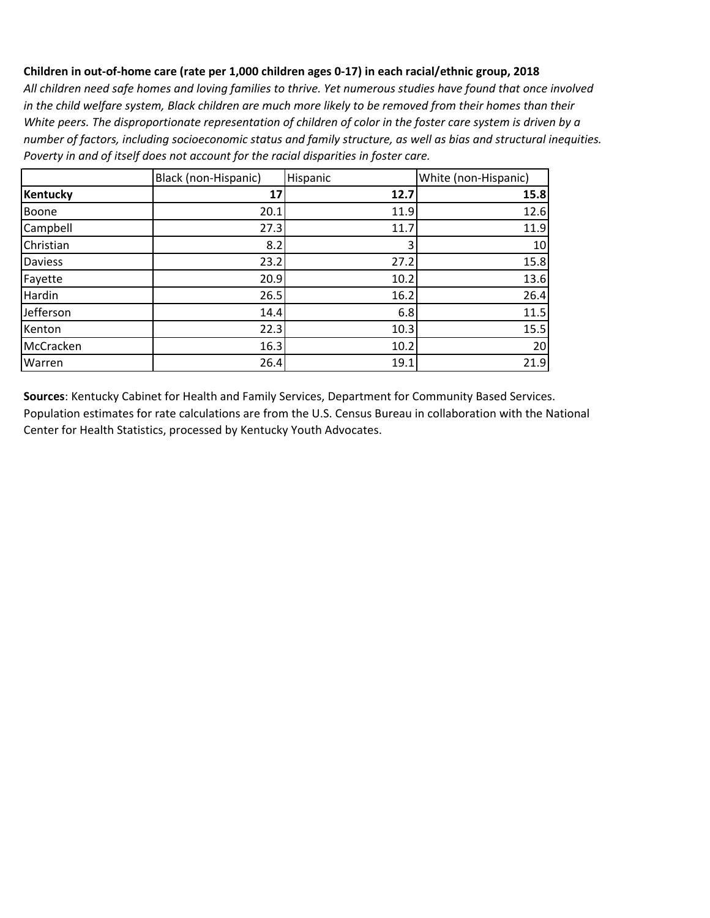**Children in out-of-home care (rate per 1,000 children ages 0-17) in each racial/ethnic group, 2018**

*All children need safe homes and loving families to thrive. Yet numerous studies have found that once involved in the child welfare system, Black children are much more likely to be removed from their homes than their White peers. The disproportionate representation of children of color in the foster care system is driven by a number of factors, including socioeconomic status and family structure, as well as bias and structural inequities. Poverty in and of itself does not account for the racial disparities in foster care.*

| | Black (non-Hispanic) | Hispanic | White (non-Hispanic) |
|---|---|---|---|
| **Kentucky** | **17** | **12.7** | **15.8** |
| Boone | 20.1 | 11.9 | 12.6 |
| Campbell | 27.3 | 11.7 | 11.9 |
| Christian | 8.2 | 3 | 10 |
| Daviess | 23.2 | 27.2 | 15.8 |
| Fayette | 20.9 | 10.2 | 13.6 |
| Hardin | 26.5 | 16.2 | 26.4 |
| Jefferson | 14.4 | 6.8 | 11.5 |
| Kenton | 22.3 | 10.3 | 15.5 |
| McCracken | 16.3 | 10.2 | 20 |
| Warren | 26.4 | 19.1 | 21.9 |

**Sources**: Kentucky Cabinet for Health and Family Services, Department for Community Based Services. Population estimates for rate calculations are from the U.S. Census Bureau in collaboration with the National Center for Health Statistics, processed by Kentucky Youth Advocates.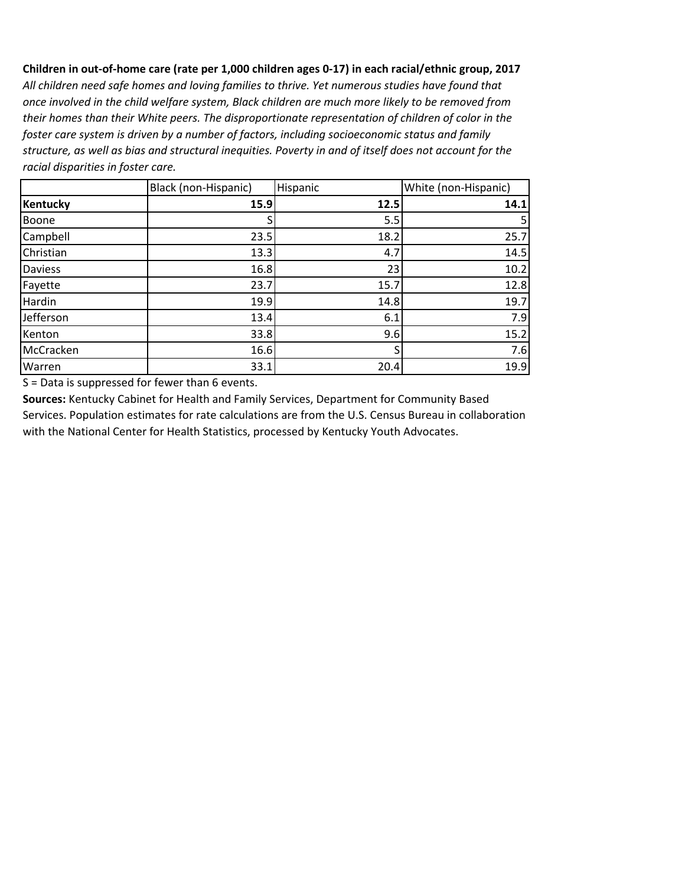**Children in out-of-home care (rate per 1,000 children ages 0-17) in each racial/ethnic group, 2017**

*All children need safe homes and loving families to thrive. Yet numerous studies have found that once involved in the child welfare system, Black children are much more likely to be removed from their homes than their White peers. The disproportionate representation of children of color in the foster care system is driven by a number of factors, including socioeconomic status and family structure, as well as bias and structural inequities. Poverty in and of itself does not account for the racial disparities in foster care.*

| | Black (non-Hispanic) | Hispanic | White (non-Hispanic) |
|---|---|---|---|
| **Kentucky** | **15.9** | **12.5** | **14.1** |
| Boone | S | 5.5 | 5 |
| Campbell | 23.5 | 18.2 | 25.7 |
| Christian | 13.3 | 4.7 | 14.5 |
| Daviess | 16.8 | 23 | 10.2 |
| Fayette | 23.7 | 15.7 | 12.8 |
| Hardin | 19.9 | 14.8 | 19.7 |
| Jefferson | 13.4 | 6.1 | 7.9 |
| Kenton | 33.8 | 9.6 | 15.2 |
| McCracken | 16.6 | S | 7.6 |
| Warren | 33.1 | 20.4 | 19.9 |

S = Data is suppressed for fewer than 6 events.

**Sources:** Kentucky Cabinet for Health and Family Services, Department for Community Based Services. Population estimates for rate calculations are from the U.S. Census Bureau in collaboration with the National Center for Health Statistics, processed by Kentucky Youth Advocates.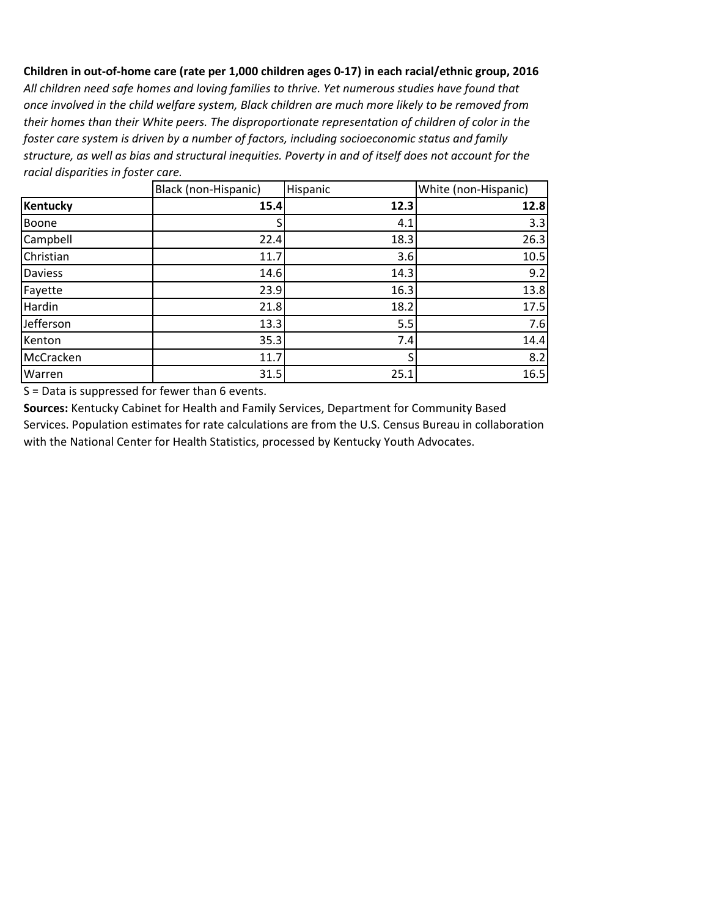**Children in out-of-home care (rate per 1,000 children ages 0-17) in each racial/ethnic group, 2016**

*All children need safe homes and loving families to thrive. Yet numerous studies have found that once involved in the child welfare system, Black children are much more likely to be removed from their homes than their White peers. The disproportionate representation of children of color in the foster care system is driven by a number of factors, including socioeconomic status and family structure, as well as bias and structural inequities. Poverty in and of itself does not account for the racial disparities in foster care.*

| | Black (non-Hispanic) | Hispanic | White (non-Hispanic) |
|---|---|---|---|
| **Kentucky** | **15.4** | **12.3** | **12.8** |
| Boone | S | 4.1 | 3.3 |
| Campbell | 22.4 | 18.3 | 26.3 |
| Christian | 11.7 | 3.6 | 10.5 |
| Daviess | 14.6 | 14.3 | 9.2 |
| Fayette | 23.9 | 16.3 | 13.8 |
| Hardin | 21.8 | 18.2 | 17.5 |
| Jefferson | 13.3 | 5.5 | 7.6 |
| Kenton | 35.3 | 7.4 | 14.4 |
| McCracken | 11.7 | S | 8.2 |
| Warren | 31.5 | 25.1 | 16.5 |

S = Data is suppressed for fewer than 6 events.

**Sources:** Kentucky Cabinet for Health and Family Services, Department for Community Based Services. Population estimates for rate calculations are from the U.S. Census Bureau in collaboration with the National Center for Health Statistics, processed by Kentucky Youth Advocates.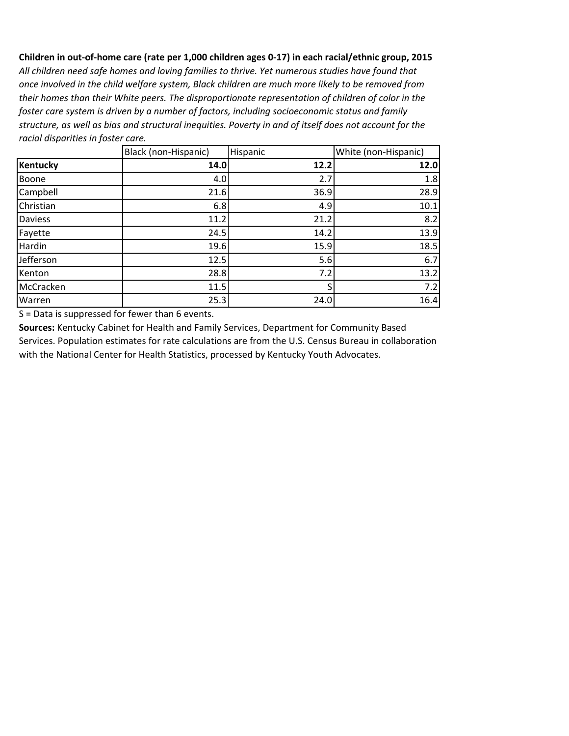**Children in out-of-home care (rate per 1,000 children ages 0-17) in each racial/ethnic group, 2015**

*All children need safe homes and loving families to thrive. Yet numerous studies have found that once involved in the child welfare system, Black children are much more likely to be removed from their homes than their White peers. The disproportionate representation of children of color in the foster care system is driven by a number of factors, including socioeconomic status and family structure, as well as bias and structural inequities. Poverty in and of itself does not account for the racial disparities in foster care.*

| | Black (non-Hispanic) | Hispanic | White (non-Hispanic) |
|---|---|---|---|
| **Kentucky** | **14.0** | **12.2** | **12.0** |
| Boone | 4.0 | 2.7 | 1.8 |
| Campbell | 21.6 | 36.9 | 28.9 |
| Christian | 6.8 | 4.9 | 10.1 |
| Daviess | 11.2 | 21.2 | 8.2 |
| Fayette | 24.5 | 14.2 | 13.9 |
| Hardin | 19.6 | 15.9 | 18.5 |
| Jefferson | 12.5 | 5.6 | 6.7 |
| Kenton | 28.8 | 7.2 | 13.2 |
| McCracken | 11.5 | S | 7.2 |
| Warren | 25.3 | 24.0 | 16.4 |

S = Data is suppressed for fewer than 6 events.

**Sources:** Kentucky Cabinet for Health and Family Services, Department for Community Based Services. Population estimates for rate calculations are from the U.S. Census Bureau in collaboration with the National Center for Health Statistics, processed by Kentucky Youth Advocates.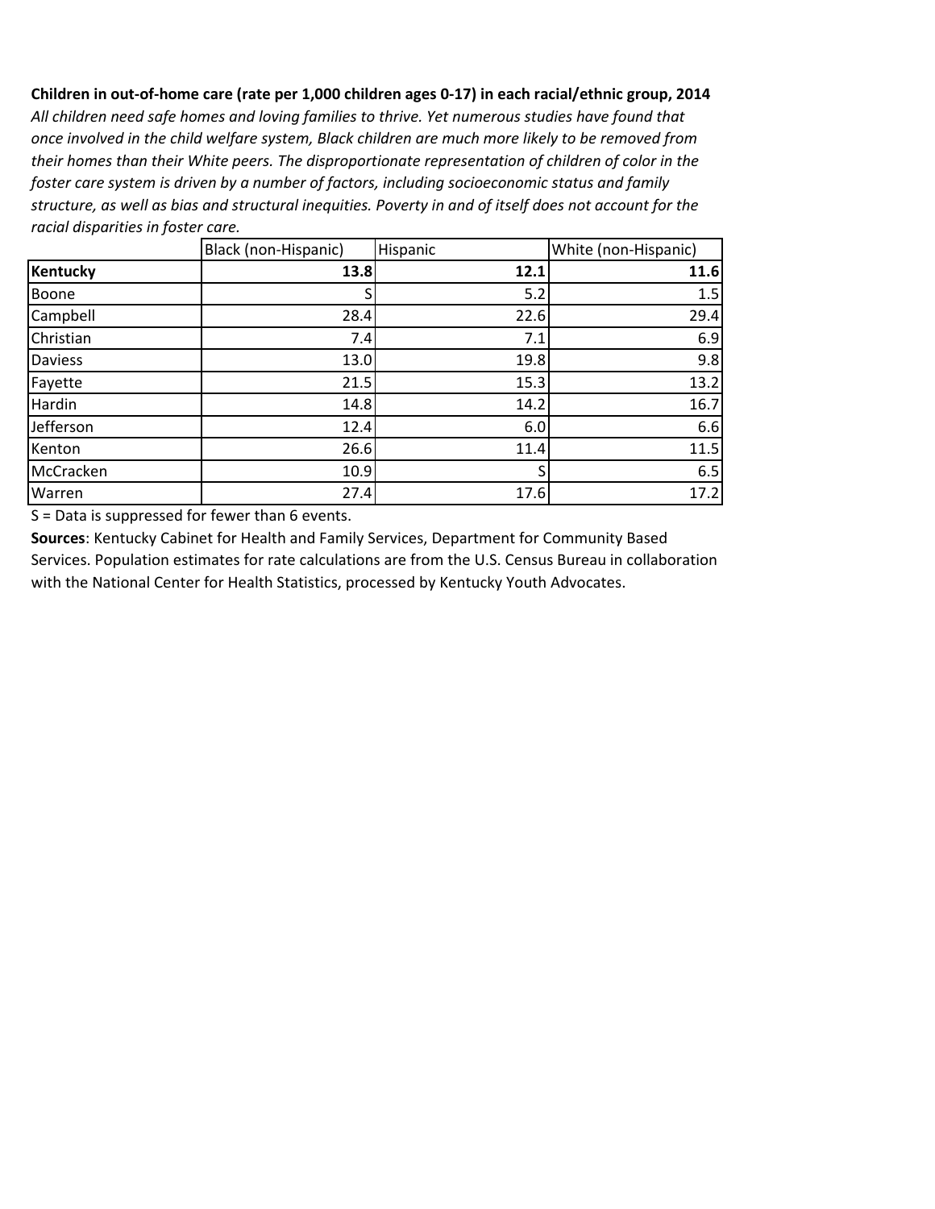**Children in out-of-home care (rate per 1,000 children ages 0-17) in each racial/ethnic group, 2014**

*All children need safe homes and loving families to thrive. Yet numerous studies have found that once involved in the child welfare system, Black children are much more likely to be removed from their homes than their White peers. The disproportionate representation of children of color in the foster care system is driven by a number of factors, including socioeconomic status and family structure, as well as bias and structural inequities. Poverty in and of itself does not account for the racial disparities in foster care.*

| | Black (non-Hispanic) | Hispanic | White (non-Hispanic) |
|---|---|---|---|
| **Kentucky** | **13.8** | **12.1** | **11.6** |
| Boone | S | 5.2 | 1.5 |
| Campbell | 28.4 | 22.6 | 29.4 |
| Christian | 7.4 | 7.1 | 6.9 |
| Daviess | 13.0 | 19.8 | 9.8 |
| Fayette | 21.5 | 15.3 | 13.2 |
| Hardin | 14.8 | 14.2 | 16.7 |
| Jefferson | 12.4 | 6.0 | 6.6 |
| Kenton | 26.6 | 11.4 | 11.5 |
| McCracken | 10.9 | S | 6.5 |
| Warren | 27.4 | 17.6 | 17.2 |

S = Data is suppressed for fewer than 6 events.

**Sources**: Kentucky Cabinet for Health and Family Services, Department for Community Based Services. Population estimates for rate calculations are from the U.S. Census Bureau in collaboration with the National Center for Health Statistics, processed by Kentucky Youth Advocates.